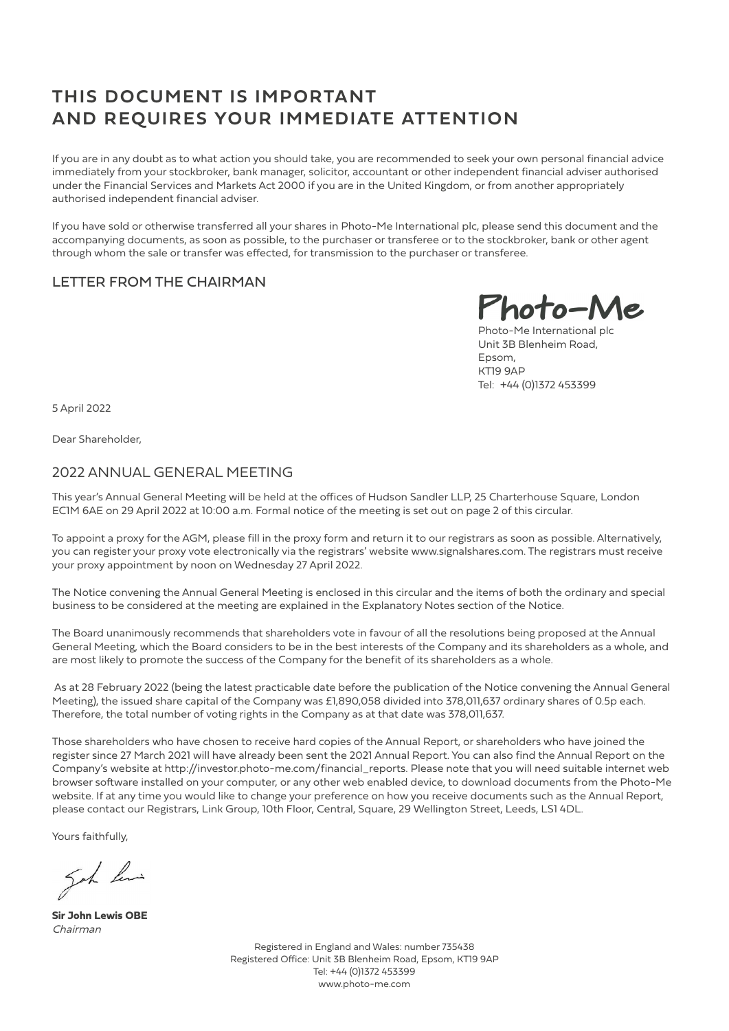# THIS DOCUMENT IS IMPORTANT AND REQUIRES YOUR IMMEDIATE ATTENTION

If you are in any doubt as to what action you should take, you are recommended to seek your own personal financial advice immediately from your stockbroker, bank manager, solicitor, accountant or other independent financial adviser authorised under the Financial Services and Markets Act 2000 if you are in the United Kingdom, or from another appropriately authorised independent financial adviser.

If you have sold or otherwise transferred all your shares in Photo-Me International plc, please send this document and the accompanying documents, as soon as possible, to the purchaser or transferee or to the stockbroker, bank or other agent through whom the sale or transfer was effected, for transmission to the purchaser or transferee.

## LETTER FROM THE CHAIRMAN

Photo-Me

Photo-Me International plc
Unit 3B Blenheim Road,
Epsom,
KT19 9AP
Tel: +44 (0)1372 453399

5 April 2022

Dear Shareholder,

## 2022 ANNUAL GENERAL MEETING

This year's Annual General Meeting will be held at the offices of Hudson Sandler LLP, 25 Charterhouse Square, London EC1M 6AE on 29 April 2022 at 10:00 a.m. Formal notice of the meeting is set out on page 2 of this circular.

To appoint a proxy for the AGM, please fill in the proxy form and return it to our registrars as soon as possible. Alternatively, you can register your proxy vote electronically via the registrars' website www.signalshares.com. The registrars must receive your proxy appointment by noon on Wednesday 27 April 2022.

The Notice convening the Annual General Meeting is enclosed in this circular and the items of both the ordinary and special business to be considered at the meeting are explained in the Explanatory Notes section of the Notice.

The Board unanimously recommends that shareholders vote in favour of all the resolutions being proposed at the Annual General Meeting, which the Board considers to be in the best interests of the Company and its shareholders as a whole, and are most likely to promote the success of the Company for the benefit of its shareholders as a whole.

As at 28 February 2022 (being the latest practicable date before the publication of the Notice convening the Annual General Meeting), the issued share capital of the Company was £1,890,058 divided into 378,011,637 ordinary shares of 0.5p each. Therefore, the total number of voting rights in the Company as at that date was 378,011,637.

Those shareholders who have chosen to receive hard copies of the Annual Report, or shareholders who have joined the register since 27 March 2021 will have already been sent the 2021 Annual Report. You can also find the Annual Report on the Company's website at http://investor.photo-me.com/financial_reports. Please note that you will need suitable internet web browser software installed on your computer, or any other web enabled device, to download documents from the Photo-Me website. If at any time you would like to change your preference on how you receive documents such as the Annual Report, please contact our Registrars, Link Group, 10th Floor, Central, Square, 29 Wellington Street, Leeds, LS1 4DL.

Yours faithfully,

**Sir John Lewis OBE**
*Chairman*

Registered in England and Wales: number 735438
Registered Office: Unit 3B Blenheim Road, Epsom, KT19 9AP
Tel: +44 (0)1372 453399
www.photo-me.com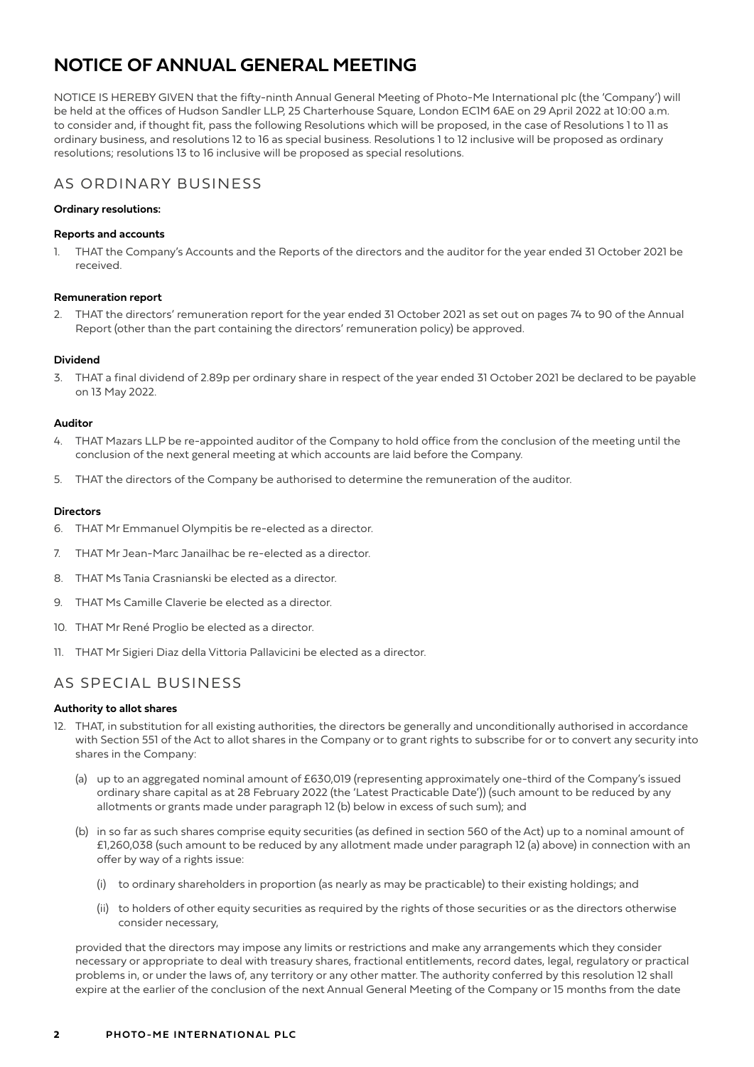# NOTICE OF ANNUAL GENERAL MEETING

NOTICE IS HEREBY GIVEN that the fifty-ninth Annual General Meeting of Photo-Me International plc (the 'Company') will be held at the offices of Hudson Sandler LLP, 25 Charterhouse Square, London EC1M 6AE on 29 April 2022 at 10:00 a.m. to consider and, if thought fit, pass the following Resolutions which will be proposed, in the case of Resolutions 1 to 11 as ordinary business, and resolutions 12 to 16 as special business. Resolutions 1 to 12 inclusive will be proposed as ordinary resolutions; resolutions 13 to 16 inclusive will be proposed as special resolutions.

## AS ORDINARY BUSINESS

**Ordinary resolutions:**

**Reports and accounts**

1. THAT the Company's Accounts and the Reports of the directors and the auditor for the year ended 31 October 2021 be received.

**Remuneration report**

2. THAT the directors' remuneration report for the year ended 31 October 2021 as set out on pages 74 to 90 of the Annual Report (other than the part containing the directors' remuneration policy) be approved.

**Dividend**

3. THAT a final dividend of 2.89p per ordinary share in respect of the year ended 31 October 2021 be declared to be payable on 13 May 2022.

**Auditor**

4. THAT Mazars LLP be re-appointed auditor of the Company to hold office from the conclusion of the meeting until the conclusion of the next general meeting at which accounts are laid before the Company.
5. THAT the directors of the Company be authorised to determine the remuneration of the auditor.

**Directors**

6. THAT Mr Emmanuel Olympitis be re-elected as a director.
7. THAT Mr Jean-Marc Janailhac be re-elected as a director.
8. THAT Ms Tania Crasnianski be elected as a director.
9. THAT Ms Camille Claverie be elected as a director.
10. THAT Mr René Proglio be elected as a director.
11. THAT Mr Sigieri Diaz della Vittoria Pallavicini be elected as a director.

## AS SPECIAL BUSINESS

**Authority to allot shares**

12. THAT, in substitution for all existing authorities, the directors be generally and unconditionally authorised in accordance with Section 551 of the Act to allot shares in the Company or to grant rights to subscribe for or to convert any security into shares in the Company:

    (a) up to an aggregated nominal amount of £630,019 (representing approximately one-third of the Company's issued ordinary share capital as at 28 February 2022 (the 'Latest Practicable Date')) (such amount to be reduced by any allotments or grants made under paragraph 12 (b) below in excess of such sum); and

    (b) in so far as such shares comprise equity securities (as defined in section 560 of the Act) up to a nominal amount of £1,260,038 (such amount to be reduced by any allotment made under paragraph 12 (a) above) in connection with an offer by way of a rights issue:

    (i) to ordinary shareholders in proportion (as nearly as may be practicable) to their existing holdings; and

    (ii) to holders of other equity securities as required by the rights of those securities or as the directors otherwise consider necessary,

    provided that the directors may impose any limits or restrictions and make any arrangements which they consider necessary or appropriate to deal with treasury shares, fractional entitlements, record dates, legal, regulatory or practical problems in, or under the laws of, any territory or any other matter. The authority conferred by this resolution 12 shall expire at the earlier of the conclusion of the next Annual General Meeting of the Company or 15 months from the date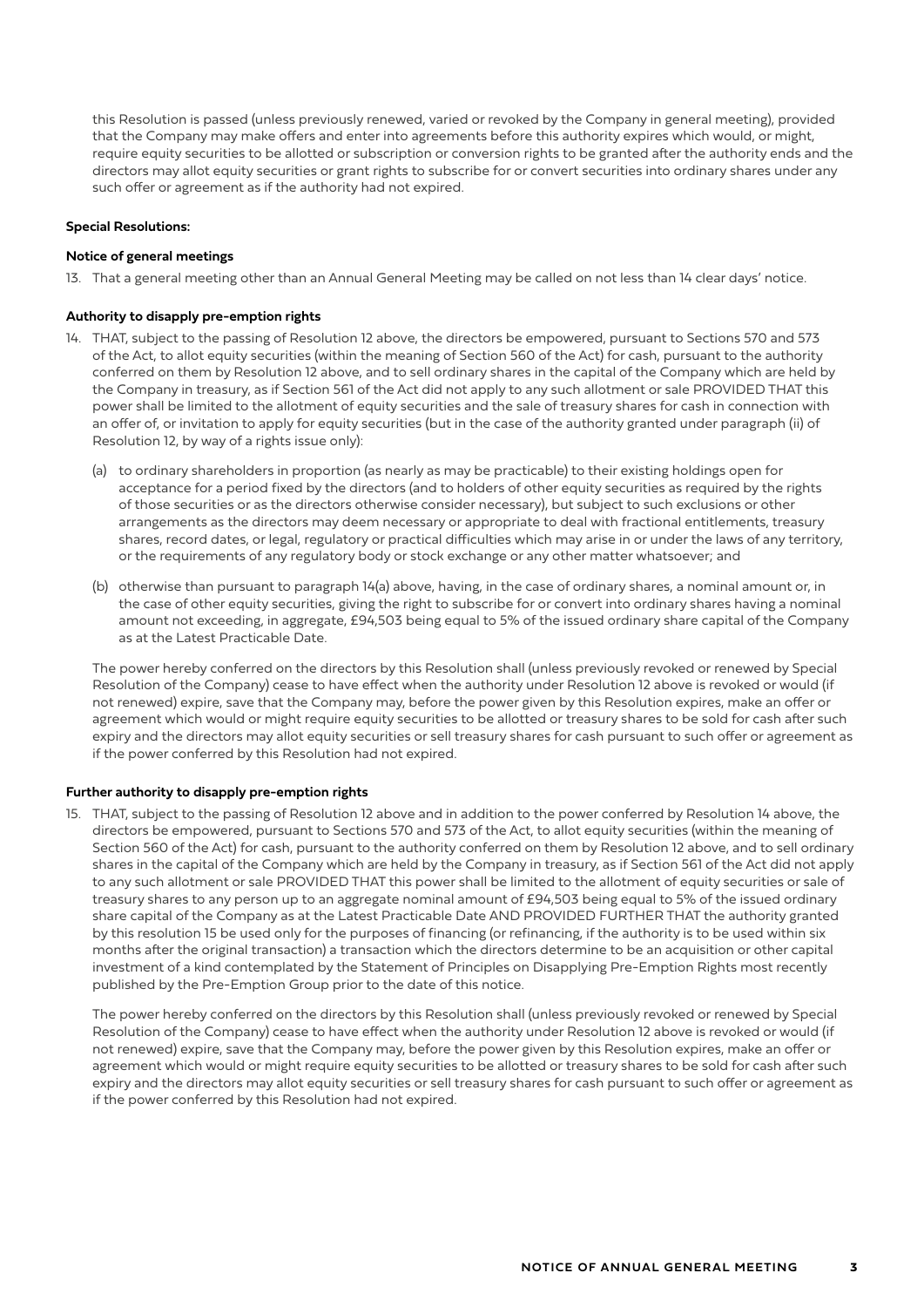this Resolution is passed (unless previously renewed, varied or revoked by the Company in general meeting), provided that the Company may make offers and enter into agreements before this authority expires which would, or might, require equity securities to be allotted or subscription or conversion rights to be granted after the authority ends and the directors may allot equity securities or grant rights to subscribe for or convert securities into ordinary shares under any such offer or agreement as if the authority had not expired.

**Special Resolutions:**

**Notice of general meetings**

13. That a general meeting other than an Annual General Meeting may be called on not less than 14 clear days' notice.

**Authority to disapply pre-emption rights**

14. THAT, subject to the passing of Resolution 12 above, the directors be empowered, pursuant to Sections 570 and 573 of the Act, to allot equity securities (within the meaning of Section 560 of the Act) for cash, pursuant to the authority conferred on them by Resolution 12 above, and to sell ordinary shares in the capital of the Company which are held by the Company in treasury, as if Section 561 of the Act did not apply to any such allotment or sale PROVIDED THAT this power shall be limited to the allotment of equity securities and the sale of treasury shares for cash in connection with an offer of, or invitation to apply for equity securities (but in the case of the authority granted under paragraph (ii) of Resolution 12, by way of a rights issue only):

    (a) to ordinary shareholders in proportion (as nearly as may be practicable) to their existing holdings open for acceptance for a period fixed by the directors (and to holders of other equity securities as required by the rights of those securities or as the directors otherwise consider necessary), but subject to such exclusions or other arrangements as the directors may deem necessary or appropriate to deal with fractional entitlements, treasury shares, record dates, or legal, regulatory or practical difficulties which may arise in or under the laws of any territory, or the requirements of any regulatory body or stock exchange or any other matter whatsoever; and

    (b) otherwise than pursuant to paragraph 14(a) above, having, in the case of ordinary shares, a nominal amount or, in the case of other equity securities, giving the right to subscribe for or convert into ordinary shares having a nominal amount not exceeding, in aggregate, £94,503 being equal to 5% of the issued ordinary share capital of the Company as at the Latest Practicable Date.

    The power hereby conferred on the directors by this Resolution shall (unless previously revoked or renewed by Special Resolution of the Company) cease to have effect when the authority under Resolution 12 above is revoked or would (if not renewed) expire, save that the Company may, before the power given by this Resolution expires, make an offer or agreement which would or might require equity securities to be allotted or treasury shares to be sold for cash after such expiry and the directors may allot equity securities or sell treasury shares for cash pursuant to such offer or agreement as if the power conferred by this Resolution had not expired.

**Further authority to disapply pre-emption rights**

15. THAT, subject to the passing of Resolution 12 above and in addition to the power conferred by Resolution 14 above, the directors be empowered, pursuant to Sections 570 and 573 of the Act, to allot equity securities (within the meaning of Section 560 of the Act) for cash, pursuant to the authority conferred on them by Resolution 12 above, and to sell ordinary shares in the capital of the Company which are held by the Company in treasury, as if Section 561 of the Act did not apply to any such allotment or sale PROVIDED THAT this power shall be limited to the allotment of equity securities or sale of treasury shares to any person up to an aggregate nominal amount of £94,503 being equal to 5% of the issued ordinary share capital of the Company as at the Latest Practicable Date AND PROVIDED FURTHER THAT the authority granted by this resolution 15 be used only for the purposes of financing (or refinancing, if the authority is to be used within six months after the original transaction) a transaction which the directors determine to be an acquisition or other capital investment of a kind contemplated by the Statement of Principles on Disapplying Pre-Emption Rights most recently published by the Pre-Emption Group prior to the date of this notice.

    The power hereby conferred on the directors by this Resolution shall (unless previously revoked or renewed by Special Resolution of the Company) cease to have effect when the authority under Resolution 12 above is revoked or would (if not renewed) expire, save that the Company may, before the power given by this Resolution expires, make an offer or agreement which would or might require equity securities to be allotted or treasury shares to be sold for cash after such expiry and the directors may allot equity securities or sell treasury shares for cash pursuant to such offer or agreement as if the power conferred by this Resolution had not expired.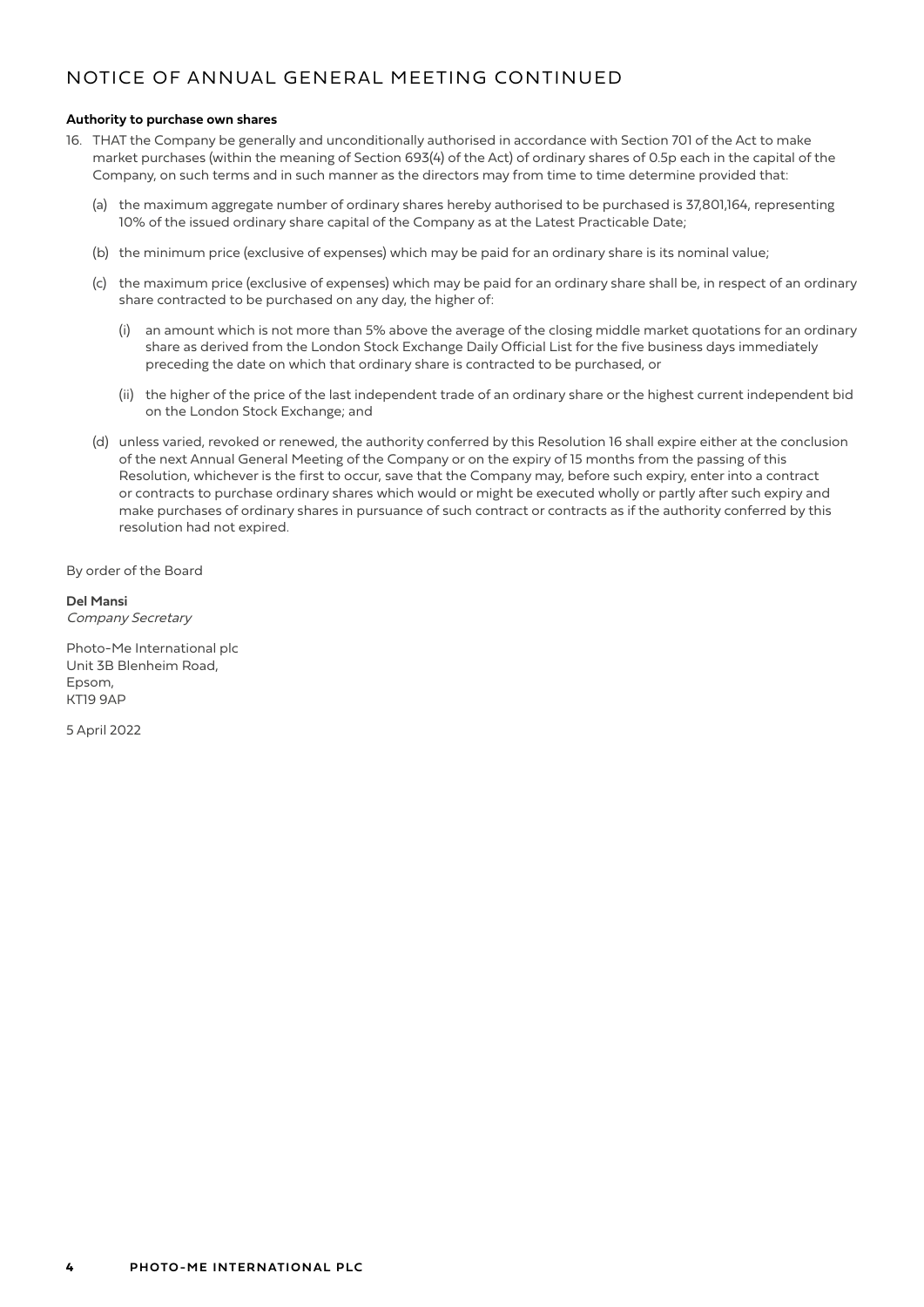## NOTICE OF ANNUAL GENERAL MEETING CONTINUED

**Authority to purchase own shares**

16. THAT the Company be generally and unconditionally authorised in accordance with Section 701 of the Act to make market purchases (within the meaning of Section 693(4) of the Act) of ordinary shares of 0.5p each in the capital of the Company, on such terms and in such manner as the directors may from time to time determine provided that:

    (a) the maximum aggregate number of ordinary shares hereby authorised to be purchased is 37,801,164, representing 10% of the issued ordinary share capital of the Company as at the Latest Practicable Date;

    (b) the minimum price (exclusive of expenses) which may be paid for an ordinary share is its nominal value;

    (c) the maximum price (exclusive of expenses) which may be paid for an ordinary share shall be, in respect of an ordinary share contracted to be purchased on any day, the higher of:

        (i) an amount which is not more than 5% above the average of the closing middle market quotations for an ordinary share as derived from the London Stock Exchange Daily Official List for the five business days immediately preceding the date on which that ordinary share is contracted to be purchased, or

        (ii) the higher of the price of the last independent trade of an ordinary share or the highest current independent bid on the London Stock Exchange; and

    (d) unless varied, revoked or renewed, the authority conferred by this Resolution 16 shall expire either at the conclusion of the next Annual General Meeting of the Company or on the expiry of 15 months from the passing of this Resolution, whichever is the first to occur, save that the Company may, before such expiry, enter into a contract or contracts to purchase ordinary shares which would or might be executed wholly or partly after such expiry and make purchases of ordinary shares in pursuance of such contract or contracts as if the authority conferred by this resolution had not expired.

By order of the Board

**Del Mansi**
*Company Secretary*

Photo-Me International plc
Unit 3B Blenheim Road,
Epsom,
KT19 9AP

5 April 2022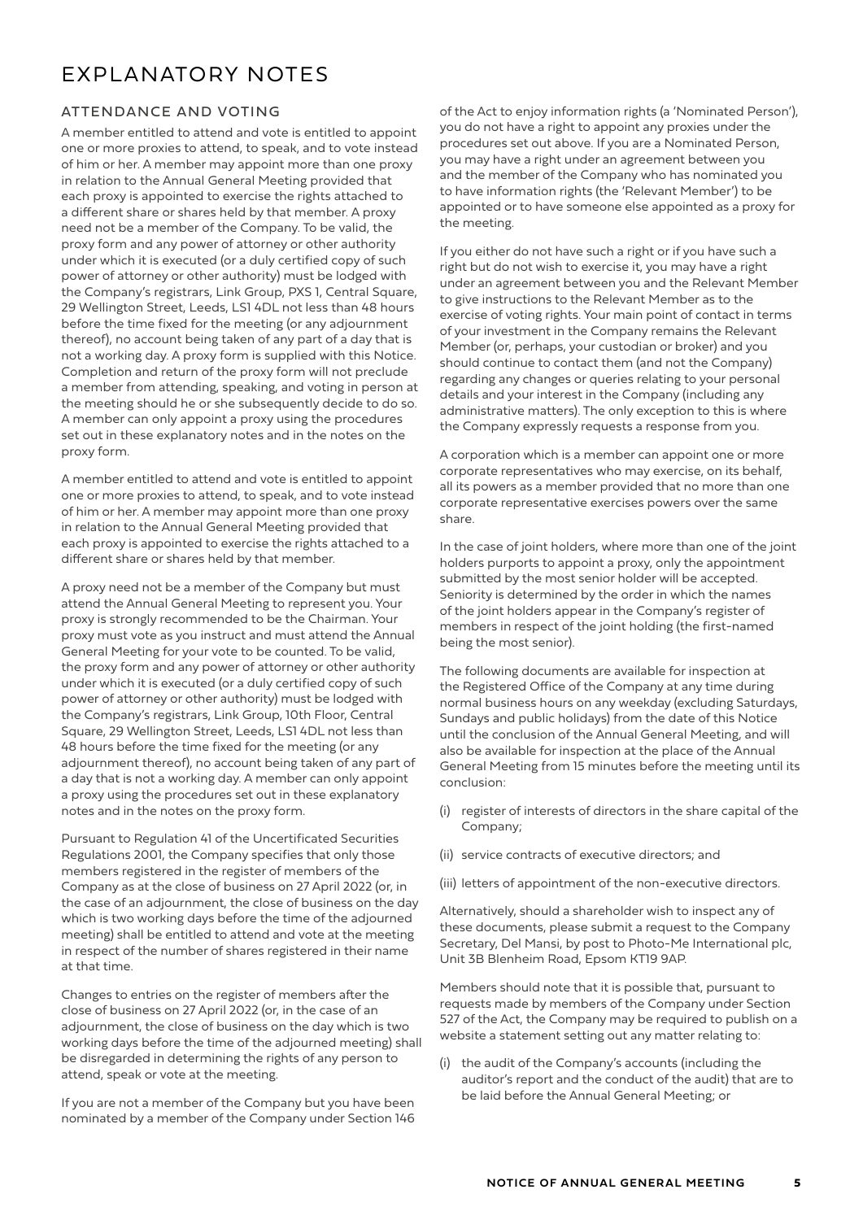# EXPLANATORY NOTES

## ATTENDANCE AND VOTING

A member entitled to attend and vote is entitled to appoint one or more proxies to attend, to speak, and to vote instead of him or her. A member may appoint more than one proxy in relation to the Annual General Meeting provided that each proxy is appointed to exercise the rights attached to a different share or shares held by that member. A proxy need not be a member of the Company. To be valid, the proxy form and any power of attorney or other authority under which it is executed (or a duly certified copy of such power of attorney or other authority) must be lodged with the Company's registrars, Link Group, PXS 1, Central Square, 29 Wellington Street, Leeds, LS1 4DL not less than 48 hours before the time fixed for the meeting (or any adjournment thereof), no account being taken of any part of a day that is not a working day. A proxy form is supplied with this Notice. Completion and return of the proxy form will not preclude a member from attending, speaking, and voting in person at the meeting should he or she subsequently decide to do so. A member can only appoint a proxy using the procedures set out in these explanatory notes and in the notes on the proxy form.

A member entitled to attend and vote is entitled to appoint one or more proxies to attend, to speak, and to vote instead of him or her. A member may appoint more than one proxy in relation to the Annual General Meeting provided that each proxy is appointed to exercise the rights attached to a different share or shares held by that member.

A proxy need not be a member of the Company but must attend the Annual General Meeting to represent you. Your proxy is strongly recommended to be the Chairman. Your proxy must vote as you instruct and must attend the Annual General Meeting for your vote to be counted. To be valid, the proxy form and any power of attorney or other authority under which it is executed (or a duly certified copy of such power of attorney or other authority) must be lodged with the Company's registrars, Link Group, 10th Floor, Central Square, 29 Wellington Street, Leeds, LS1 4DL not less than 48 hours before the time fixed for the meeting (or any adjournment thereof), no account being taken of any part of a day that is not a working day. A member can only appoint a proxy using the procedures set out in these explanatory notes and in the notes on the proxy form.

Pursuant to Regulation 41 of the Uncertificated Securities Regulations 2001, the Company specifies that only those members registered in the register of members of the Company as at the close of business on 27 April 2022 (or, in the case of an adjournment, the close of business on the day which is two working days before the time of the adjourned meeting) shall be entitled to attend and vote at the meeting in respect of the number of shares registered in their name at that time.

Changes to entries on the register of members after the close of business on 27 April 2022 (or, in the case of an adjournment, the close of business on the day which is two working days before the time of the adjourned meeting) shall be disregarded in determining the rights of any person to attend, speak or vote at the meeting.

If you are not a member of the Company but you have been nominated by a member of the Company under Section 146 of the Act to enjoy information rights (a 'Nominated Person'), you do not have a right to appoint any proxies under the procedures set out above. If you are a Nominated Person, you may have a right under an agreement between you and the member of the Company who has nominated you to have information rights (the 'Relevant Member') to be appointed or to have someone else appointed as a proxy for the meeting.

If you either do not have such a right or if you have such a right but do not wish to exercise it, you may have a right under an agreement between you and the Relevant Member to give instructions to the Relevant Member as to the exercise of voting rights. Your main point of contact in terms of your investment in the Company remains the Relevant Member (or, perhaps, your custodian or broker) and you should continue to contact them (and not the Company) regarding any changes or queries relating to your personal details and your interest in the Company (including any administrative matters). The only exception to this is where the Company expressly requests a response from you.

A corporation which is a member can appoint one or more corporate representatives who may exercise, on its behalf, all its powers as a member provided that no more than one corporate representative exercises powers over the same share.

In the case of joint holders, where more than one of the joint holders purports to appoint a proxy, only the appointment submitted by the most senior holder will be accepted. Seniority is determined by the order in which the names of the joint holders appear in the Company's register of members in respect of the joint holding (the first-named being the most senior).

The following documents are available for inspection at the Registered Office of the Company at any time during normal business hours on any weekday (excluding Saturdays, Sundays and public holidays) from the date of this Notice until the conclusion of the Annual General Meeting, and will also be available for inspection at the place of the Annual General Meeting from 15 minutes before the meeting until its conclusion:

(i) register of interests of directors in the share capital of the Company;

(ii) service contracts of executive directors; and

(iii) letters of appointment of the non-executive directors.

Alternatively, should a shareholder wish to inspect any of these documents, please submit a request to the Company Secretary, Del Mansi, by post to Photo-Me International plc, Unit 3B Blenheim Road, Epsom KT19 9AP.

Members should note that it is possible that, pursuant to requests made by members of the Company under Section 527 of the Act, the Company may be required to publish on a website a statement setting out any matter relating to:

(i) the audit of the Company's accounts (including the auditor's report and the conduct of the audit) that are to be laid before the Annual General Meeting; or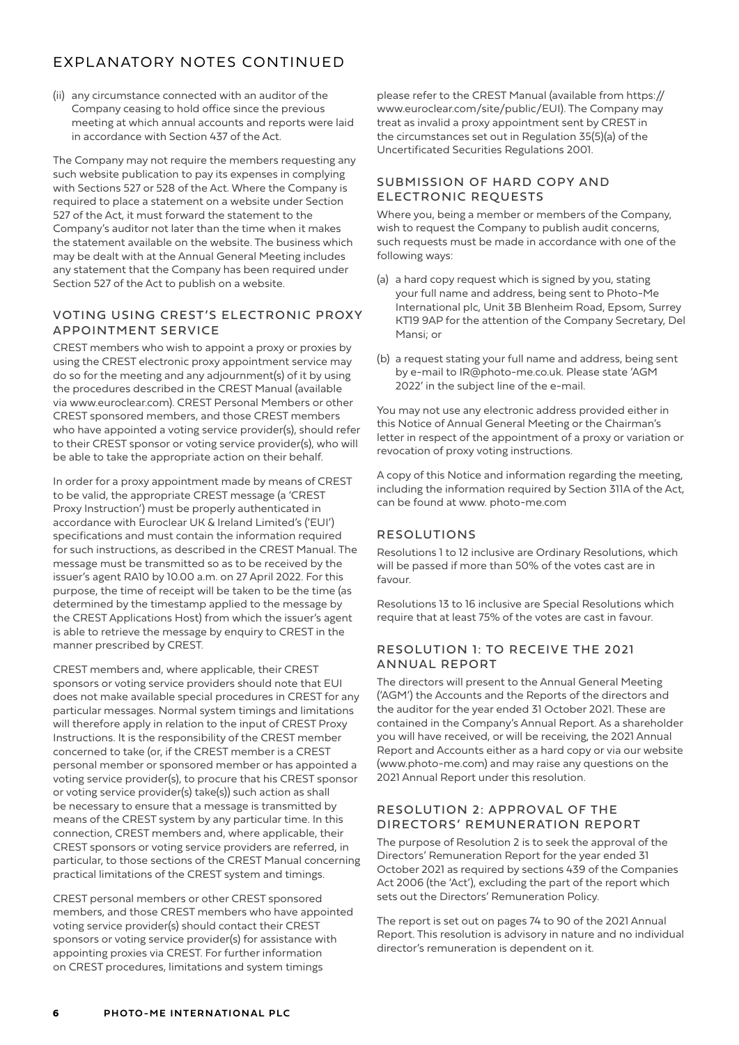# EXPLANATORY NOTES CONTINUED

(ii) any circumstance connected with an auditor of the Company ceasing to hold office since the previous meeting at which annual accounts and reports were laid in accordance with Section 437 of the Act.

The Company may not require the members requesting any such website publication to pay its expenses in complying with Sections 527 or 528 of the Act. Where the Company is required to place a statement on a website under Section 527 of the Act, it must forward the statement to the Company's auditor not later than the time when it makes the statement available on the website. The business which may be dealt with at the Annual General Meeting includes any statement that the Company has been required under Section 527 of the Act to publish on a website.

## VOTING USING CREST'S ELECTRONIC PROXY APPOINTMENT SERVICE

CREST members who wish to appoint a proxy or proxies by using the CREST electronic proxy appointment service may do so for the meeting and any adjournment(s) of it by using the procedures described in the CREST Manual (available via www.euroclear.com). CREST Personal Members or other CREST sponsored members, and those CREST members who have appointed a voting service provider(s), should refer to their CREST sponsor or voting service provider(s), who will be able to take the appropriate action on their behalf.

In order for a proxy appointment made by means of CREST to be valid, the appropriate CREST message (a 'CREST Proxy Instruction') must be properly authenticated in accordance with Euroclear UK & Ireland Limited's ('EUI') specifications and must contain the information required for such instructions, as described in the CREST Manual. The message must be transmitted so as to be received by the issuer's agent RA10 by 10.00 a.m. on 27 April 2022. For this purpose, the time of receipt will be taken to be the time (as determined by the timestamp applied to the message by the CREST Applications Host) from which the issuer's agent is able to retrieve the message by enquiry to CREST in the manner prescribed by CREST.

CREST members and, where applicable, their CREST sponsors or voting service providers should note that EUI does not make available special procedures in CREST for any particular messages. Normal system timings and limitations will therefore apply in relation to the input of CREST Proxy Instructions. It is the responsibility of the CREST member concerned to take (or, if the CREST member is a CREST personal member or sponsored member or has appointed a voting service provider(s), to procure that his CREST sponsor or voting service provider(s) take(s)) such action as shall be necessary to ensure that a message is transmitted by means of the CREST system by any particular time. In this connection, CREST members and, where applicable, their CREST sponsors or voting service providers are referred, in particular, to those sections of the CREST Manual concerning practical limitations of the CREST system and timings.

CREST personal members or other CREST sponsored members, and those CREST members who have appointed voting service provider(s) should contact their CREST sponsors or voting service provider(s) for assistance with appointing proxies via CREST. For further information on CREST procedures, limitations and system timings please refer to the CREST Manual (available from https://www.euroclear.com/site/public/EUI). The Company may treat as invalid a proxy appointment sent by CREST in the circumstances set out in Regulation 35(5)(a) of the Uncertificated Securities Regulations 2001.

## SUBMISSION OF HARD COPY AND ELECTRONIC REQUESTS

Where you, being a member or members of the Company, wish to request the Company to publish audit concerns, such requests must be made in accordance with one of the following ways:

(a) a hard copy request which is signed by you, stating your full name and address, being sent to Photo-Me International plc, Unit 3B Blenheim Road, Epsom, Surrey KT19 9AP for the attention of the Company Secretary, Del Mansi; or

(b) a request stating your full name and address, being sent by e-mail to IR@photo-me.co.uk. Please state 'AGM 2022' in the subject line of the e-mail.

You may not use any electronic address provided either in this Notice of Annual General Meeting or the Chairman's letter in respect of the appointment of a proxy or variation or revocation of proxy voting instructions.

A copy of this Notice and information regarding the meeting, including the information required by Section 311A of the Act, can be found at www. photo-me.com

## RESOLUTIONS

Resolutions 1 to 12 inclusive are Ordinary Resolutions, which will be passed if more than 50% of the votes cast are in favour.

Resolutions 13 to 16 inclusive are Special Resolutions which require that at least 75% of the votes are cast in favour.

## RESOLUTION 1: TO RECEIVE THE 2021 ANNUAL REPORT

The directors will present to the Annual General Meeting ('AGM') the Accounts and the Reports of the directors and the auditor for the year ended 31 October 2021. These are contained in the Company's Annual Report. As a shareholder you will have received, or will be receiving, the 2021 Annual Report and Accounts either as a hard copy or via our website (www.photo-me.com) and may raise any questions on the 2021 Annual Report under this resolution.

## RESOLUTION 2: APPROVAL OF THE DIRECTORS' REMUNERATION REPORT

The purpose of Resolution 2 is to seek the approval of the Directors' Remuneration Report for the year ended 31 October 2021 as required by sections 439 of the Companies Act 2006 (the 'Act'), excluding the part of the report which sets out the Directors' Remuneration Policy.

The report is set out on pages 74 to 90 of the 2021 Annual Report. This resolution is advisory in nature and no individual director's remuneration is dependent on it.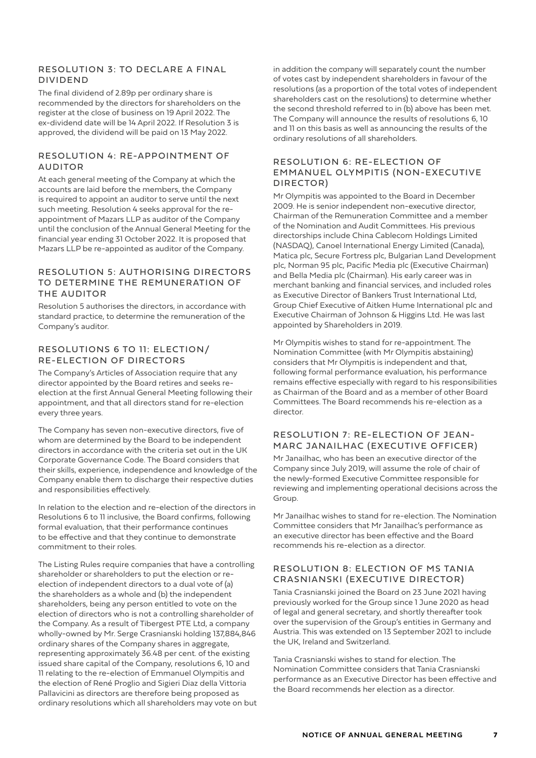## RESOLUTION 3: TO DECLARE A FINAL DIVIDEND

The final dividend of 2.89p per ordinary share is recommended by the directors for shareholders on the register at the close of business on 19 April 2022. The ex-dividend date will be 14 April 2022. If Resolution 3 is approved, the dividend will be paid on 13 May 2022.

## RESOLUTION 4: RE-APPOINTMENT OF AUDITOR

At each general meeting of the Company at which the accounts are laid before the members, the Company is required to appoint an auditor to serve until the next such meeting. Resolution 4 seeks approval for the re-appointment of Mazars LLP as auditor of the Company until the conclusion of the Annual General Meeting for the financial year ending 31 October 2022. It is proposed that Mazars LLP be re-appointed as auditor of the Company.

## RESOLUTION 5: AUTHORISING DIRECTORS TO DETERMINE THE REMUNERATION OF THE AUDITOR

Resolution 5 authorises the directors, in accordance with standard practice, to determine the remuneration of the Company's auditor.

## RESOLUTIONS 6 TO 11: ELECTION/ RE-ELECTION OF DIRECTORS

The Company's Articles of Association require that any director appointed by the Board retires and seeks re-election at the first Annual General Meeting following their appointment, and that all directors stand for re-election every three years.

The Company has seven non-executive directors, five of whom are determined by the Board to be independent directors in accordance with the criteria set out in the UK Corporate Governance Code. The Board considers that their skills, experience, independence and knowledge of the Company enable them to discharge their respective duties and responsibilities effectively.

In relation to the election and re-election of the directors in Resolutions 6 to 11 inclusive, the Board confirms, following formal evaluation, that their performance continues to be effective and that they continue to demonstrate commitment to their roles.

The Listing Rules require companies that have a controlling shareholder or shareholders to put the election or re-election of independent directors to a dual vote of (a) the shareholders as a whole and (b) the independent shareholders, being any person entitled to vote on the election of directors who is not a controlling shareholder of the Company. As a result of Tibergest PTE Ltd, a company wholly-owned by Mr. Serge Crasnianski holding 137,884,846 ordinary shares of the Company shares in aggregate, representing approximately 36.48 per cent. of the existing issued share capital of the Company, resolutions 6, 10 and 11 relating to the re-election of Emmanuel Olympitis and the election of René Proglio and Sigieri Diaz della Vittoria Pallavicini as directors are therefore being proposed as ordinary resolutions which all shareholders may vote on but in addition the company will separately count the number of votes cast by independent shareholders in favour of the resolutions (as a proportion of the total votes of independent shareholders cast on the resolutions) to determine whether the second threshold referred to in (b) above has been met. The Company will announce the results of resolutions 6, 10 and 11 on this basis as well as announcing the results of the ordinary resolutions of all shareholders.

## RESOLUTION 6: RE-ELECTION OF EMMANUEL OLYMPITIS (NON-EXECUTIVE DIRECTOR)

Mr Olympitis was appointed to the Board in December 2009. He is senior independent non-executive director, Chairman of the Remuneration Committee and a member of the Nomination and Audit Committees. His previous directorships include China Cablecom Holdings Limited (NASDAQ), Canoel International Energy Limited (Canada), Matica plc, Secure Fortress plc, Bulgarian Land Development plc, Norman 95 plc, Pacific Media plc (Executive Chairman) and Bella Media plc (Chairman). His early career was in merchant banking and financial services, and included roles as Executive Director of Bankers Trust International Ltd, Group Chief Executive of Aitken Hume International plc and Executive Chairman of Johnson & Higgins Ltd. He was last appointed by Shareholders in 2019.

Mr Olympitis wishes to stand for re-appointment. The Nomination Committee (with Mr Olympitis abstaining) considers that Mr Olympitis is independent and that, following formal performance evaluation, his performance remains effective especially with regard to his responsibilities as Chairman of the Board and as a member of other Board Committees. The Board recommends his re-election as a director.

## RESOLUTION 7: RE-ELECTION OF JEAN-MARC JANAILHAC (EXECUTIVE OFFICER)

Mr Janailhac, who has been an executive director of the Company since July 2019, will assume the role of chair of the newly-formed Executive Committee responsible for reviewing and implementing operational decisions across the Group.

Mr Janailhac wishes to stand for re-election. The Nomination Committee considers that Mr Janailhac's performance as an executive director has been effective and the Board recommends his re-election as a director.

## RESOLUTION 8: ELECTION OF MS TANIA CRASNIANSKI (EXECUTIVE DIRECTOR)

Tania Crasnianski joined the Board on 23 June 2021 having previously worked for the Group since 1 June 2020 as head of legal and general secretary, and shortly thereafter took over the supervision of the Group's entities in Germany and Austria. This was extended on 13 September 2021 to include the UK, Ireland and Switzerland.

Tania Crasnianski wishes to stand for election. The Nomination Committee considers that Tania Crasnianski performance as an Executive Director has been effective and the Board recommends her election as a director.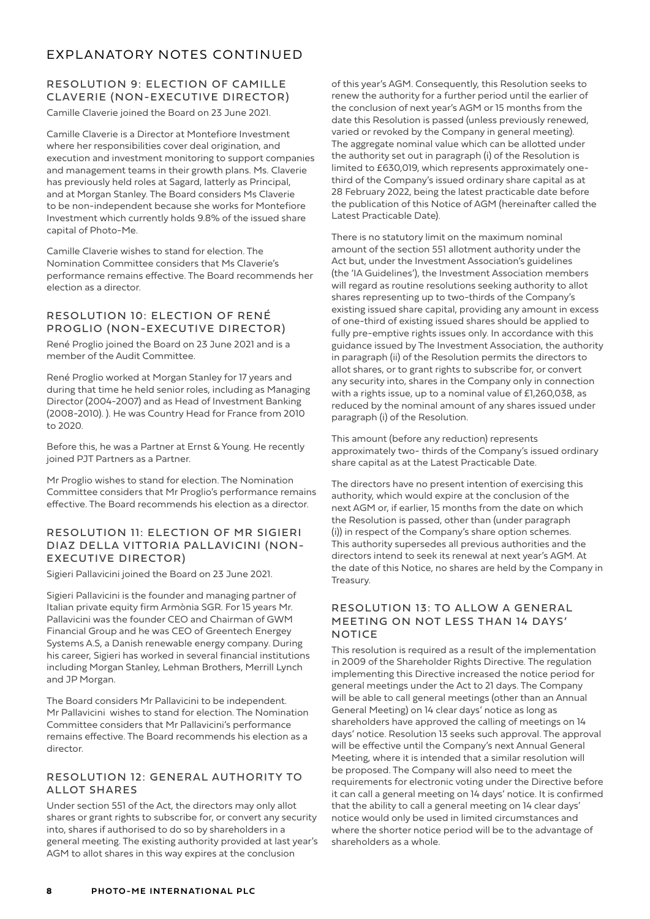# EXPLANATORY NOTES CONTINUED

### RESOLUTION 9: ELECTION OF CAMILLE CLAVERIE (NON-EXECUTIVE DIRECTOR)

Camille Claverie joined the Board on 23 June 2021.

Camille Claverie is a Director at Montefiore Investment where her responsibilities cover deal origination, and execution and investment monitoring to support companies and management teams in their growth plans. Ms. Claverie has previously held roles at Sagard, latterly as Principal, and at Morgan Stanley. The Board considers Ms Claverie to be non-independent because she works for Montefiore Investment which currently holds 9.8% of the issued share capital of Photo-Me.

Camille Claverie wishes to stand for election. The Nomination Committee considers that Ms Claverie's performance remains effective. The Board recommends her election as a director.

### RESOLUTION 10: ELECTION OF RENÉ PROGLIO (NON-EXECUTIVE DIRECTOR)

René Proglio joined the Board on 23 June 2021 and is a member of the Audit Committee.

René Proglio worked at Morgan Stanley for 17 years and during that time he held senior roles, including as Managing Director (2004-2007) and as Head of Investment Banking (2008-2010). ). He was Country Head for France from 2010 to 2020.

Before this, he was a Partner at Ernst & Young. He recently joined PJT Partners as a Partner.

Mr Proglio wishes to stand for election. The Nomination Committee considers that Mr Proglio's performance remains effective. The Board recommends his election as a director.

### RESOLUTION 11: ELECTION OF MR SIGIERI DIAZ DELLA VITTORIA PALLAVICINI (NON-EXECUTIVE DIRECTOR)

Sigieri Pallavicini joined the Board on 23 June 2021.

Sigieri Pallavicini is the founder and managing partner of Italian private equity firm Armònia SGR. For 15 years Mr. Pallavicini was the founder CEO and Chairman of GWM Financial Group and he was CEO of Greentech Energey Systems A.S, a Danish renewable energy company. During his career, Sigieri has worked in several financial institutions including Morgan Stanley, Lehman Brothers, Merrill Lynch and JP Morgan.

The Board considers Mr Pallavicini to be independent. Mr Pallavicini wishes to stand for election. The Nomination Committee considers that Mr Pallavicini's performance remains effective. The Board recommends his election as a director.

### RESOLUTION 12: GENERAL AUTHORITY TO ALLOT SHARES

Under section 551 of the Act, the directors may only allot shares or grant rights to subscribe for, or convert any security into, shares if authorised to do so by shareholders in a general meeting. The existing authority provided at last year's AGM to allot shares in this way expires at the conclusion of this year's AGM. Consequently, this Resolution seeks to renew the authority for a further period until the earlier of the conclusion of next year's AGM or 15 months from the date this Resolution is passed (unless previously renewed, varied or revoked by the Company in general meeting). The aggregate nominal value which can be allotted under the authority set out in paragraph (i) of the Resolution is limited to £630,019, which represents approximately one-third of the Company's issued ordinary share capital as at 28 February 2022, being the latest practicable date before the publication of this Notice of AGM (hereinafter called the Latest Practicable Date).

There is no statutory limit on the maximum nominal amount of the section 551 allotment authority under the Act but, under the Investment Association's guidelines (the 'IA Guidelines'), the Investment Association members will regard as routine resolutions seeking authority to allot shares representing up to two-thirds of the Company's existing issued share capital, providing any amount in excess of one-third of existing issued shares should be applied to fully pre-emptive rights issues only. In accordance with this guidance issued by The Investment Association, the authority in paragraph (ii) of the Resolution permits the directors to allot shares, or to grant rights to subscribe for, or convert any security into, shares in the Company only in connection with a rights issue, up to a nominal value of £1,260,038, as reduced by the nominal amount of any shares issued under paragraph (i) of the Resolution.

This amount (before any reduction) represents approximately two- thirds of the Company's issued ordinary share capital as at the Latest Practicable Date.

The directors have no present intention of exercising this authority, which would expire at the conclusion of the next AGM or, if earlier, 15 months from the date on which the Resolution is passed, other than (under paragraph (i)) in respect of the Company's share option schemes. This authority supersedes all previous authorities and the directors intend to seek its renewal at next year's AGM. At the date of this Notice, no shares are held by the Company in Treasury.

### RESOLUTION 13: TO ALLOW A GENERAL MEETING ON NOT LESS THAN 14 DAYS' NOTICE

This resolution is required as a result of the implementation in 2009 of the Shareholder Rights Directive. The regulation implementing this Directive increased the notice period for general meetings under the Act to 21 days. The Company will be able to call general meetings (other than an Annual General Meeting) on 14 clear days' notice as long as shareholders have approved the calling of meetings on 14 days' notice. Resolution 13 seeks such approval. The approval will be effective until the Company's next Annual General Meeting, where it is intended that a similar resolution will be proposed. The Company will also need to meet the requirements for electronic voting under the Directive before it can call a general meeting on 14 days' notice. It is confirmed that the ability to call a general meeting on 14 clear days' notice would only be used in limited circumstances and where the shorter notice period will be to the advantage of shareholders as a whole.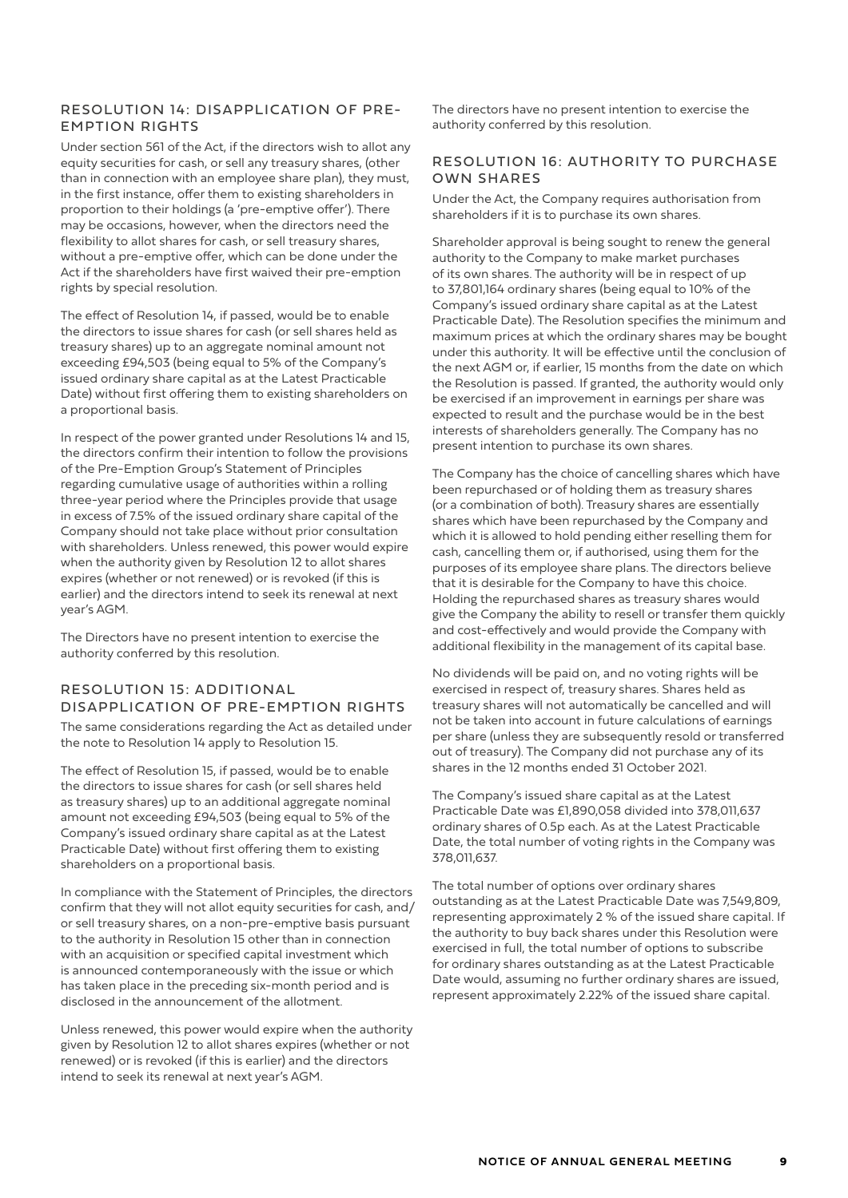## RESOLUTION 14: DISAPPLICATION OF PRE-EMPTION RIGHTS

Under section 561 of the Act, if the directors wish to allot any equity securities for cash, or sell any treasury shares, (other than in connection with an employee share plan), they must, in the first instance, offer them to existing shareholders in proportion to their holdings (a 'pre-emptive offer'). There may be occasions, however, when the directors need the flexibility to allot shares for cash, or sell treasury shares, without a pre-emptive offer, which can be done under the Act if the shareholders have first waived their pre-emption rights by special resolution.

The effect of Resolution 14, if passed, would be to enable the directors to issue shares for cash (or sell shares held as treasury shares) up to an aggregate nominal amount not exceeding £94,503 (being equal to 5% of the Company's issued ordinary share capital as at the Latest Practicable Date) without first offering them to existing shareholders on a proportional basis.

In respect of the power granted under Resolutions 14 and 15, the directors confirm their intention to follow the provisions of the Pre-Emption Group's Statement of Principles regarding cumulative usage of authorities within a rolling three-year period where the Principles provide that usage in excess of 7.5% of the issued ordinary share capital of the Company should not take place without prior consultation with shareholders. Unless renewed, this power would expire when the authority given by Resolution 12 to allot shares expires (whether or not renewed) or is revoked (if this is earlier) and the directors intend to seek its renewal at next year's AGM.

The Directors have no present intention to exercise the authority conferred by this resolution.

## RESOLUTION 15: ADDITIONAL DISAPPLICATION OF PRE-EMPTION RIGHTS

The same considerations regarding the Act as detailed under the note to Resolution 14 apply to Resolution 15.

The effect of Resolution 15, if passed, would be to enable the directors to issue shares for cash (or sell shares held as treasury shares) up to an additional aggregate nominal amount not exceeding £94,503 (being equal to 5% of the Company's issued ordinary share capital as at the Latest Practicable Date) without first offering them to existing shareholders on a proportional basis.

In compliance with the Statement of Principles, the directors confirm that they will not allot equity securities for cash, and/or sell treasury shares, on a non-pre-emptive basis pursuant to the authority in Resolution 15 other than in connection with an acquisition or specified capital investment which is announced contemporaneously with the issue or which has taken place in the preceding six-month period and is disclosed in the announcement of the allotment.

Unless renewed, this power would expire when the authority given by Resolution 12 to allot shares expires (whether or not renewed) or is revoked (if this is earlier) and the directors intend to seek its renewal at next year's AGM.

The directors have no present intention to exercise the authority conferred by this resolution.

## RESOLUTION 16: AUTHORITY TO PURCHASE OWN SHARES

Under the Act, the Company requires authorisation from shareholders if it is to purchase its own shares.

Shareholder approval is being sought to renew the general authority to the Company to make market purchases of its own shares. The authority will be in respect of up to 37,801,164 ordinary shares (being equal to 10% of the Company's issued ordinary share capital as at the Latest Practicable Date). The Resolution specifies the minimum and maximum prices at which the ordinary shares may be bought under this authority. It will be effective until the conclusion of the next AGM or, if earlier, 15 months from the date on which the Resolution is passed. If granted, the authority would only be exercised if an improvement in earnings per share was expected to result and the purchase would be in the best interests of shareholders generally. The Company has no present intention to purchase its own shares.

The Company has the choice of cancelling shares which have been repurchased or of holding them as treasury shares (or a combination of both). Treasury shares are essentially shares which have been repurchased by the Company and which it is allowed to hold pending either reselling them for cash, cancelling them or, if authorised, using them for the purposes of its employee share plans. The directors believe that it is desirable for the Company to have this choice. Holding the repurchased shares as treasury shares would give the Company the ability to resell or transfer them quickly and cost-effectively and would provide the Company with additional flexibility in the management of its capital base.

No dividends will be paid on, and no voting rights will be exercised in respect of, treasury shares. Shares held as treasury shares will not automatically be cancelled and will not be taken into account in future calculations of earnings per share (unless they are subsequently resold or transferred out of treasury). The Company did not purchase any of its shares in the 12 months ended 31 October 2021.

The Company's issued share capital as at the Latest Practicable Date was £1,890,058 divided into 378,011,637 ordinary shares of 0.5p each. As at the Latest Practicable Date, the total number of voting rights in the Company was 378,011,637.

The total number of options over ordinary shares outstanding as at the Latest Practicable Date was 7,549,809, representing approximately 2 % of the issued share capital. If the authority to buy back shares under this Resolution were exercised in full, the total number of options to subscribe for ordinary shares outstanding as at the Latest Practicable Date would, assuming no further ordinary shares are issued, represent approximately 2.22% of the issued share capital.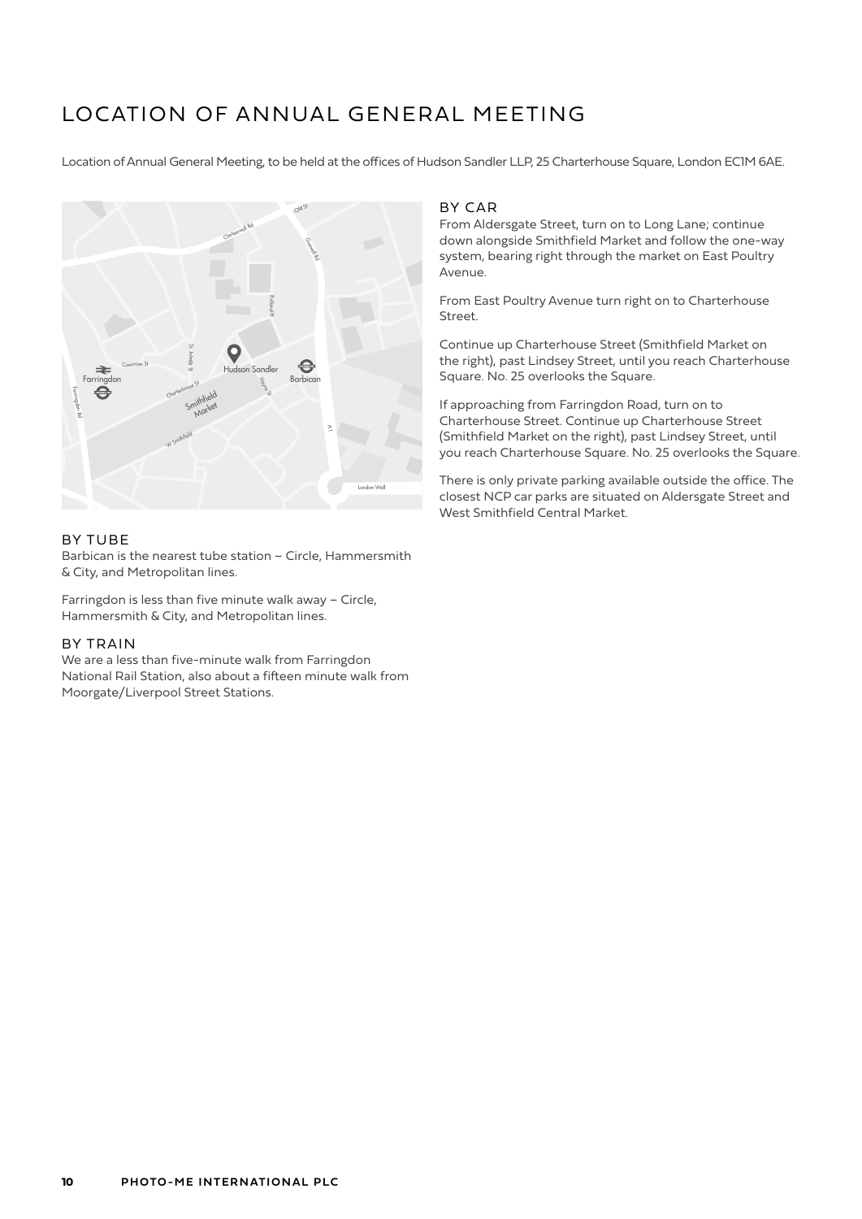# LOCATION OF ANNUAL GENERAL MEETING

Location of Annual General Meeting, to be held at the offices of Hudson Sandler LLP, 25 Charterhouse Square, London EC1M 6AE.

## BY TUBE

Barbican is the nearest tube station – Circle, Hammersmith & City, and Metropolitan lines.

Farringdon is less than five minute walk away – Circle, Hammersmith & City, and Metropolitan lines.

## BY TRAIN

We are a less than five-minute walk from Farringdon National Rail Station, also about a fifteen minute walk from Moorgate/Liverpool Street Stations.

## BY CAR

From Aldersgate Street, turn on to Long Lane; continue down alongside Smithfield Market and follow the one-way system, bearing right through the market on East Poultry Avenue.

From East Poultry Avenue turn right on to Charterhouse Street.

Continue up Charterhouse Street (Smithfield Market on the right), past Lindsey Street, until you reach Charterhouse Square. No. 25 overlooks the Square.

If approaching from Farringdon Road, turn on to Charterhouse Street. Continue up Charterhouse Street (Smithfield Market on the right), past Lindsey Street, until you reach Charterhouse Square. No. 25 overlooks the Square.

There is only private parking available outside the office. The closest NCP car parks are situated on Aldersgate Street and West Smithfield Central Market.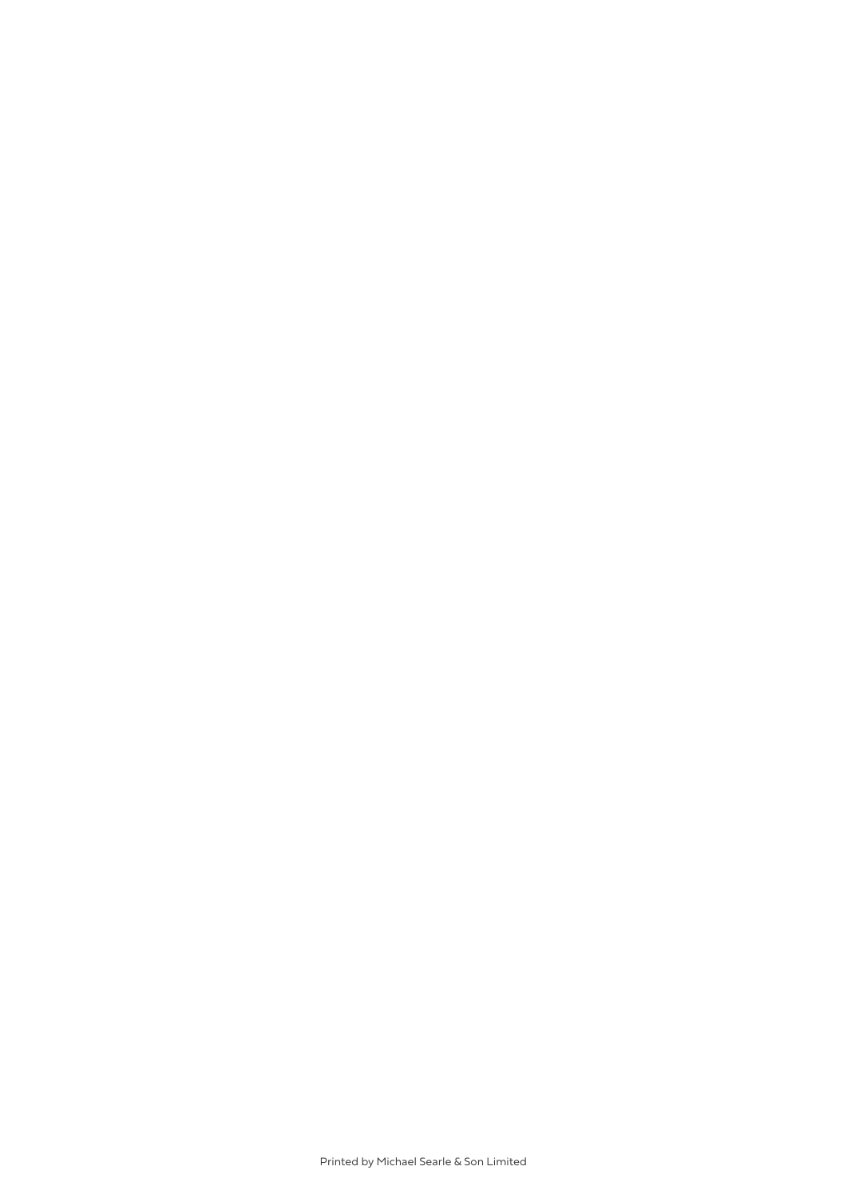Printed by Michael Searle & Son Limited